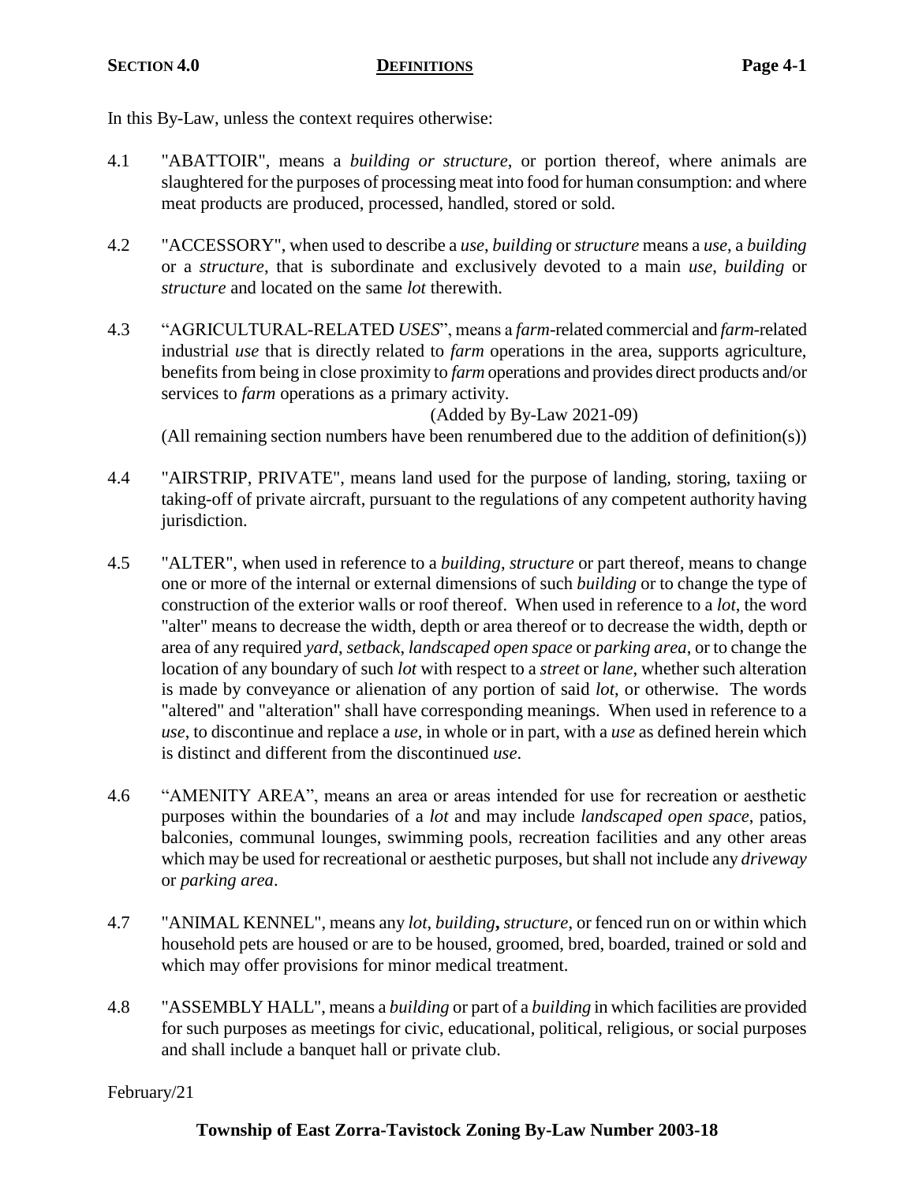**SECTION 4.0** **DEFINITIONS**

In this By-Law, unless the context requires otherwise:

4.1 "ABATTOIR", means a *building or structure*, or portion thereof, where animals are slaughtered for the purposes of processing meat into food for human consumption: and where meat products are produced, processed, handled, stored or sold.

4.2 "ACCESSORY", when used to describe a *use*, *building* or *structure* means a *use*, a *building* or a *structure*, that is subordinate and exclusively devoted to a main *use*, *building* or *structure* and located on the same *lot* therewith.

4.3 "AGRICULTURAL-RELATED *USES*", means a *farm*-related commercial and *farm*-related industrial *use* that is directly related to *farm* operations in the area, supports agriculture, benefits from being in close proximity to *farm* operations and provides direct products and/or services to *farm* operations as a primary activity.

(Added by By-Law 2021-09)

(All remaining section numbers have been renumbered due to the addition of definition(s))

4.4 "AIRSTRIP, PRIVATE", means land used for the purpose of landing, storing, taxiing or taking-off of private aircraft, pursuant to the regulations of any competent authority having jurisdiction.

4.5 "ALTER", when used in reference to a *building*, *structure* or part thereof, means to change one or more of the internal or external dimensions of such *building* or to change the type of construction of the exterior walls or roof thereof. When used in reference to a *lot*, the word "alter" means to decrease the width, depth or area thereof or to decrease the width, depth or area of any required *yard*, *setback*, *landscaped open space* or *parking area*, or to change the location of any boundary of such *lot* with respect to a *street* or *lane*, whether such alteration is made by conveyance or alienation of any portion of said *lot*, or otherwise. The words "altered" and "alteration" shall have corresponding meanings. When used in reference to a *use*, to discontinue and replace a *use*, in whole or in part, with a *use* as defined herein which is distinct and different from the discontinued *use*.

4.6 "AMENITY AREA", means an area or areas intended for use for recreation or aesthetic purposes within the boundaries of a *lot* and may include *landscaped open space*, patios, balconies, communal lounges, swimming pools, recreation facilities and any other areas which may be used for recreational or aesthetic purposes, but shall not include any *driveway* or *parking area*.

4.7 "ANIMAL KENNEL", means any *lot*, *building*, *structure*, or fenced run on or within which household pets are housed or are to be housed, groomed, bred, boarded, trained or sold and which may offer provisions for minor medical treatment.

4.8 "ASSEMBLY HALL", means a *building* or part of a *building* in which facilities are provided for such purposes as meetings for civic, educational, political, religious, or social purposes and shall include a banquet hall or private club.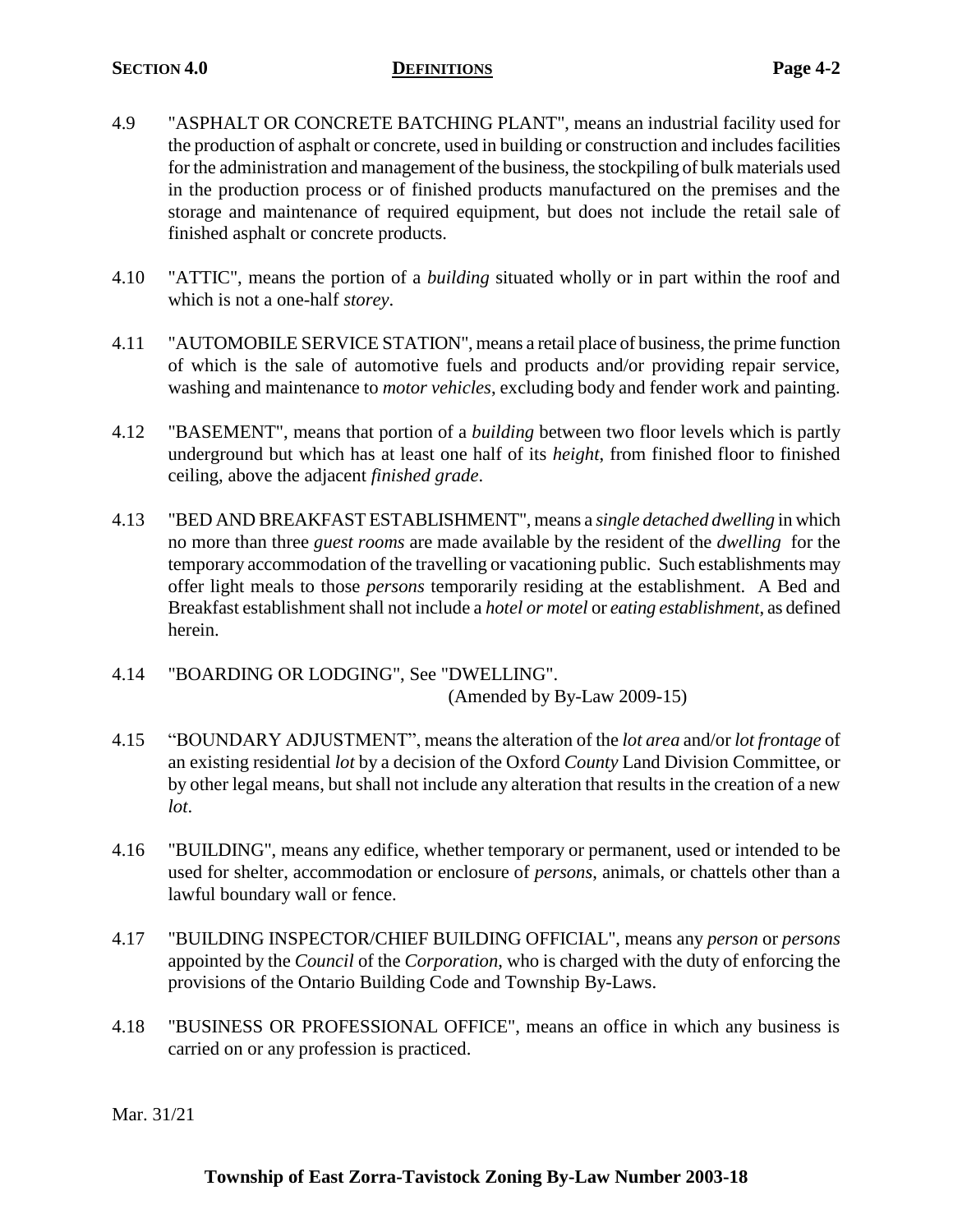4.9 "ASPHALT OR CONCRETE BATCHING PLANT", means an industrial facility used for the production of asphalt or concrete, used in building or construction and includes facilities for the administration and management of the business, the stockpiling of bulk materials used in the production process or of finished products manufactured on the premises and the storage and maintenance of required equipment, but does not include the retail sale of finished asphalt or concrete products.

4.10 "ATTIC", means the portion of a *building* situated wholly or in part within the roof and which is not a one-half *storey*.

4.11 "AUTOMOBILE SERVICE STATION", means a retail place of business, the prime function of which is the sale of automotive fuels and products and/or providing repair service, washing and maintenance to *motor vehicles*, excluding body and fender work and painting.

4.12 "BASEMENT", means that portion of a *building* between two floor levels which is partly underground but which has at least one half of its *height*, from finished floor to finished ceiling, above the adjacent *finished grade*.

4.13 "BED AND BREAKFAST ESTABLISHMENT", means a *single detached dwelling* in which no more than three *guest rooms* are made available by the resident of the *dwelling* for the temporary accommodation of the travelling or vacationing public. Such establishments may offer light meals to those *persons* temporarily residing at the establishment. A Bed and Breakfast establishment shall not include a *hotel or motel* or *eating establishment*, as defined herein.

4.14 "BOARDING OR LODGING", See "DWELLING".
(Amended by By-Law 2009-15)

4.15 "BOUNDARY ADJUSTMENT", means the alteration of the *lot area* and/or *lot frontage* of an existing residential *lot* by a decision of the Oxford *County* Land Division Committee, or by other legal means, but shall not include any alteration that results in the creation of a new *lot*.

4.16 "BUILDING", means any edifice, whether temporary or permanent, used or intended to be used for shelter, accommodation or enclosure of *persons*, animals, or chattels other than a lawful boundary wall or fence.

4.17 "BUILDING INSPECTOR/CHIEF BUILDING OFFICIAL", means any *person* or *persons* appointed by the *Council* of the *Corporation*, who is charged with the duty of enforcing the provisions of the Ontario Building Code and Township By-Laws.

4.18 "BUSINESS OR PROFESSIONAL OFFICE", means an office in which any business is carried on or any profession is practiced.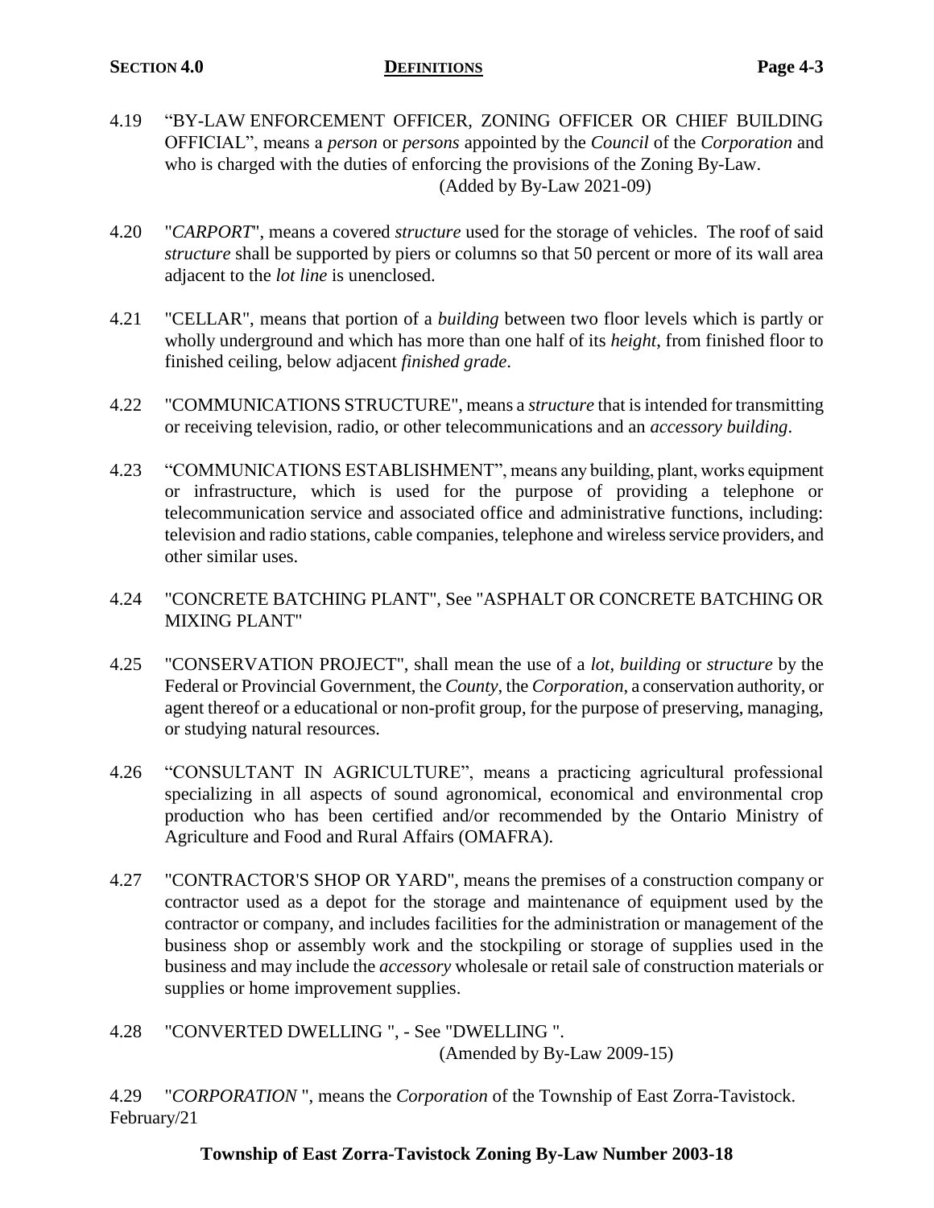4.19 "BY-LAW ENFORCEMENT OFFICER, ZONING OFFICER OR CHIEF BUILDING OFFICIAL", means a *person* or *persons* appointed by the *Council* of the *Corporation* and who is charged with the duties of enforcing the provisions of the Zoning By-Law.
(Added by By-Law 2021-09)

4.20 "*CARPORT*", means a covered *structure* used for the storage of vehicles. The roof of said *structure* shall be supported by piers or columns so that 50 percent or more of its wall area adjacent to the *lot line* is unenclosed.

4.21 "CELLAR", means that portion of a *building* between two floor levels which is partly or wholly underground and which has more than one half of its *height*, from finished floor to finished ceiling, below adjacent *finished grade*.

4.22 "COMMUNICATIONS STRUCTURE", means a *structure* that is intended for transmitting or receiving television, radio, or other telecommunications and an *accessory building*.

4.23 "COMMUNICATIONS ESTABLISHMENT", means any building, plant, works equipment or infrastructure, which is used for the purpose of providing a telephone or telecommunication service and associated office and administrative functions, including: television and radio stations, cable companies, telephone and wireless service providers, and other similar uses.

4.24 "CONCRETE BATCHING PLANT", See "ASPHALT OR CONCRETE BATCHING OR MIXING PLANT"

4.25 "CONSERVATION PROJECT", shall mean the use of a *lot*, *building* or *structure* by the Federal or Provincial Government, the *County*, the *Corporation*, a conservation authority, or agent thereof or a educational or non-profit group, for the purpose of preserving, managing, or studying natural resources.

4.26 "CONSULTANT IN AGRICULTURE", means a practicing agricultural professional specializing in all aspects of sound agronomical, economical and environmental crop production who has been certified and/or recommended by the Ontario Ministry of Agriculture and Food and Rural Affairs (OMAFRA).

4.27 "CONTRACTOR'S SHOP OR YARD", means the premises of a construction company or contractor used as a depot for the storage and maintenance of equipment used by the contractor or company, and includes facilities for the administration or management of the business shop or assembly work and the stockpiling or storage of supplies used in the business and may include the *accessory* wholesale or retail sale of construction materials or supplies or home improvement supplies.

4.28 "CONVERTED DWELLING ", - See "DWELLING ".
(Amended by By-Law 2009-15)

4.29 "*CORPORATION* ", means the *Corporation* of the Township of East Zorra-Tavistock.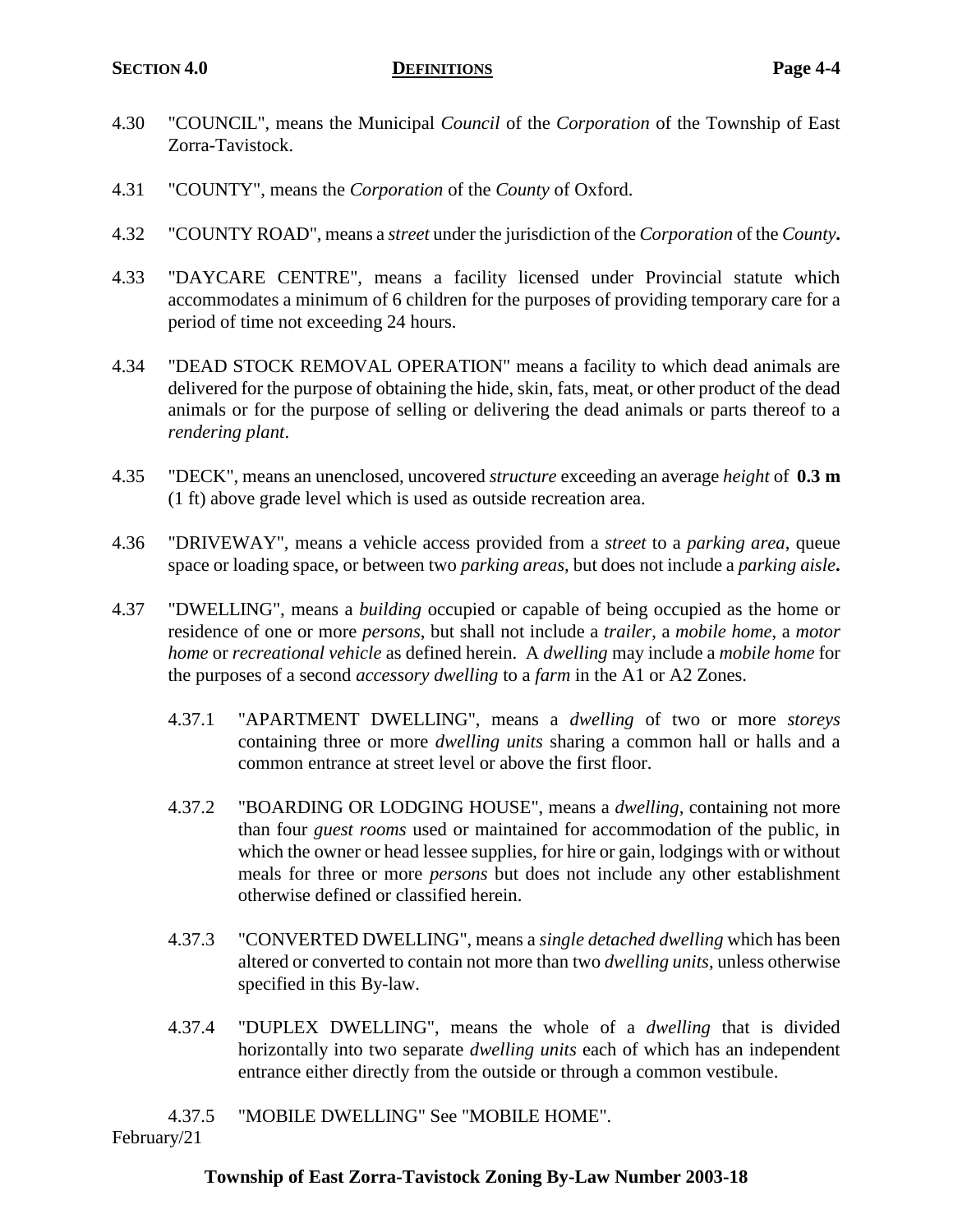4.30 "COUNCIL", means the Municipal *Council* of the *Corporation* of the Township of East Zorra-Tavistock.

4.31 "COUNTY", means the *Corporation* of the *County* of Oxford.

4.32 "COUNTY ROAD", means a *street* under the jurisdiction of the *Corporation* of the *County***.**

4.33 "DAYCARE CENTRE", means a facility licensed under Provincial statute which accommodates a minimum of 6 children for the purposes of providing temporary care for a period of time not exceeding 24 hours.

4.34 "DEAD STOCK REMOVAL OPERATION" means a facility to which dead animals are delivered for the purpose of obtaining the hide, skin, fats, meat, or other product of the dead animals or for the purpose of selling or delivering the dead animals or parts thereof to a *rendering plant*.

4.35 "DECK", means an unenclosed, uncovered *structure* exceeding an average *height* of **0.3 m** (1 ft) above grade level which is used as outside recreation area.

4.36 "DRIVEWAY", means a vehicle access provided from a *street* to a *parking area*, queue space or loading space, or between two *parking areas*, but does not include a *parking aisle***.**

4.37 "DWELLING", means a *building* occupied or capable of being occupied as the home or residence of one or more *persons*, but shall not include a *trailer*, a *mobile home*, a *motor home* or *recreational vehicle* as defined herein. A *dwelling* may include a *mobile home* for the purposes of a second *accessory dwelling* to a *farm* in the A1 or A2 Zones.

4.37.1 "APARTMENT DWELLING", means a *dwelling* of two or more *storeys* containing three or more *dwelling units* sharing a common hall or halls and a common entrance at street level or above the first floor.

4.37.2 "BOARDING OR LODGING HOUSE", means a *dwelling*, containing not more than four *guest rooms* used or maintained for accommodation of the public, in which the owner or head lessee supplies, for hire or gain, lodgings with or without meals for three or more *persons* but does not include any other establishment otherwise defined or classified herein.

4.37.3 "CONVERTED DWELLING", means a *single detached dwelling* which has been altered or converted to contain not more than two *dwelling units*, unless otherwise specified in this By-law.

4.37.4 "DUPLEX DWELLING", means the whole of a *dwelling* that is divided horizontally into two separate *dwelling units* each of which has an independent entrance either directly from the outside or through a common vestibule.

4.37.5 "MOBILE DWELLING" See "MOBILE HOME".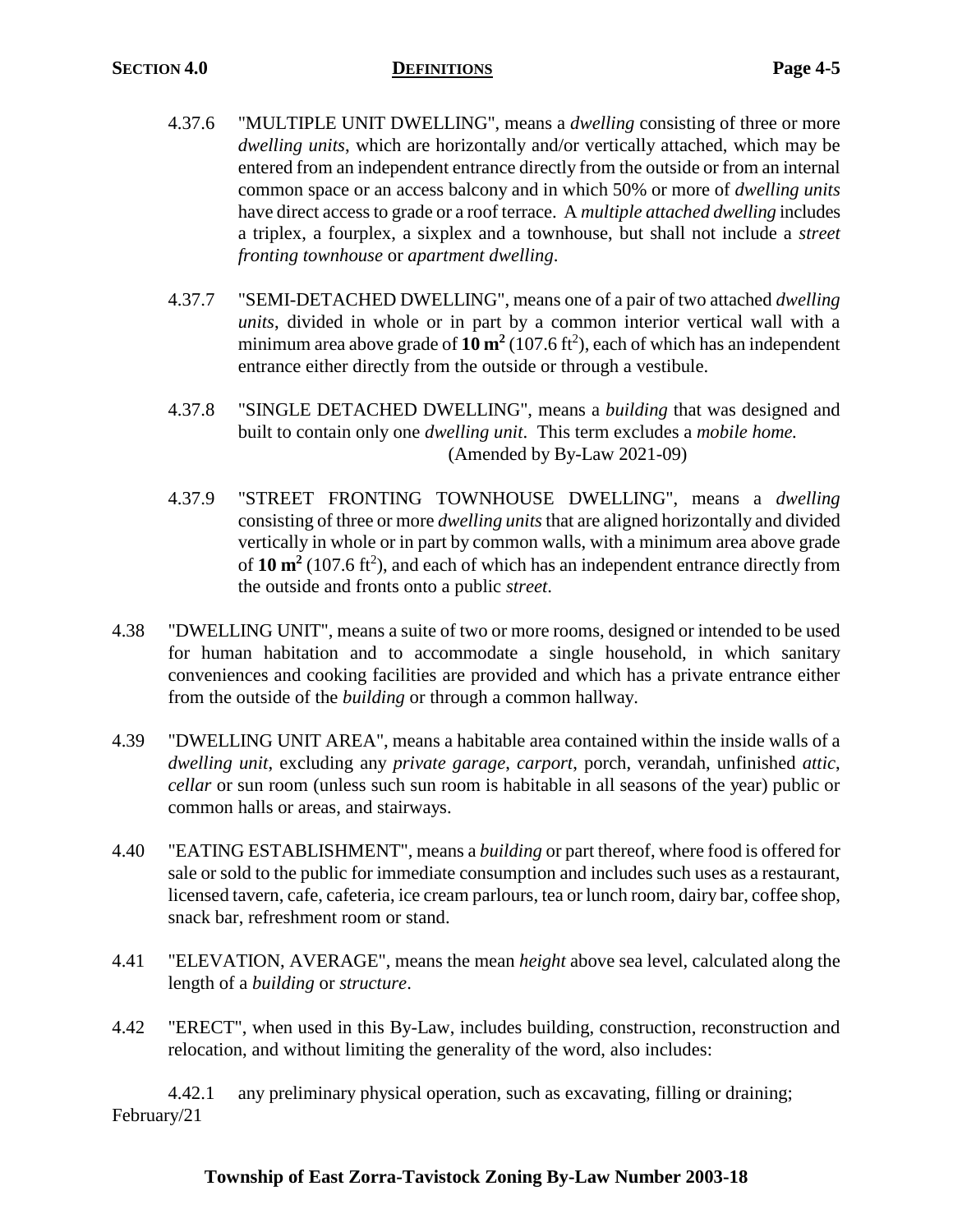4.37.6 "MULTIPLE UNIT DWELLING", means a *dwelling* consisting of three or more *dwelling units*, which are horizontally and/or vertically attached, which may be entered from an independent entrance directly from the outside or from an internal common space or an access balcony and in which 50% or more of *dwelling units* have direct access to grade or a roof terrace. A *multiple attached dwelling* includes a triplex, a fourplex, a sixplex and a townhouse, but shall not include a *street fronting townhouse* or *apartment dwelling*.

4.37.7 "SEMI-DETACHED DWELLING", means one of a pair of two attached *dwelling units*, divided in whole or in part by a common interior vertical wall with a minimum area above grade of **10 $m^2$** (107.6 $ft^2$), each of which has an independent entrance either directly from the outside or through a vestibule.

4.37.8 "SINGLE DETACHED DWELLING", means a *building* that was designed and built to contain only one *dwelling unit*. This term excludes a *mobile home.*
(Amended by By-Law 2021-09)

4.37.9 "STREET FRONTING TOWNHOUSE DWELLING", means a *dwelling* consisting of three or more *dwelling units* that are aligned horizontally and divided vertically in whole or in part by common walls, with a minimum area above grade of **10 $m^2$** (107.6 $ft^2$), and each of which has an independent entrance directly from the outside and fronts onto a public *street*.

4.38 "DWELLING UNIT", means a suite of two or more rooms, designed or intended to be used for human habitation and to accommodate a single household, in which sanitary conveniences and cooking facilities are provided and which has a private entrance either from the outside of the *building* or through a common hallway.

4.39 "DWELLING UNIT AREA", means a habitable area contained within the inside walls of a *dwelling unit*, excluding any *private garage*, *carport*, porch, verandah, unfinished *attic*, *cellar* or sun room (unless such sun room is habitable in all seasons of the year) public or common halls or areas, and stairways.

4.40 "EATING ESTABLISHMENT", means a *building* or part thereof, where food is offered for sale or sold to the public for immediate consumption and includes such uses as a restaurant, licensed tavern, cafe, cafeteria, ice cream parlours, tea or lunch room, dairy bar, coffee shop, snack bar, refreshment room or stand.

4.41 "ELEVATION, AVERAGE", means the mean *height* above sea level, calculated along the length of a *building* or *structure*.

4.42 "ERECT", when used in this By-Law, includes building, construction, reconstruction and relocation, and without limiting the generality of the word, also includes:

4.42.1 any preliminary physical operation, such as excavating, filling or draining;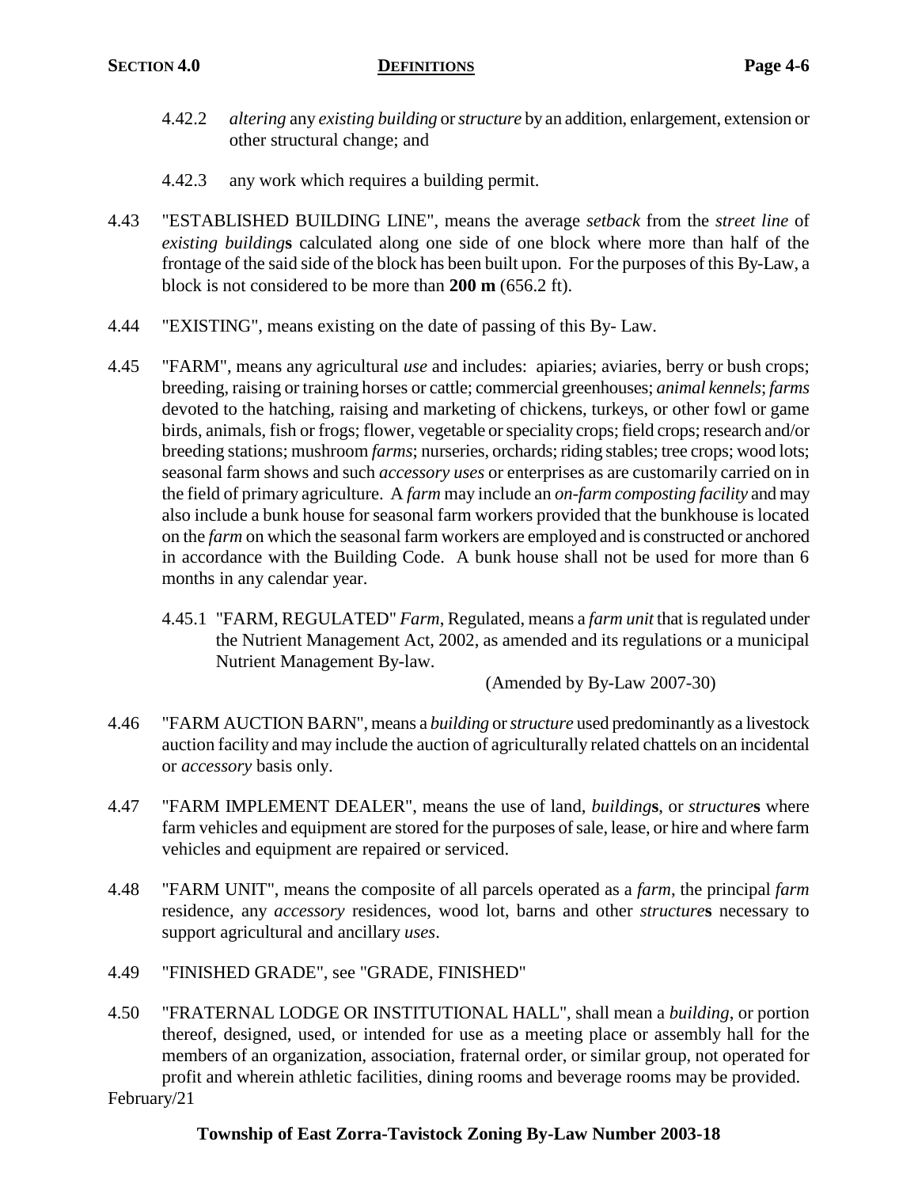4.42.2 *altering* any *existing building* or *structure* by an addition, enlargement, extension or other structural change; and

4.42.3 any work which requires a building permit.

4.43 "ESTABLISHED BUILDING LINE", means the average *setback* from the *street line* of *existing building***s** calculated along one side of one block where more than half of the frontage of the said side of the block has been built upon. For the purposes of this By-Law, a block is not considered to be more than **200 m** (656.2 ft).

4.44 "EXISTING", means existing on the date of passing of this By- Law.

4.45 "FARM", means any agricultural *use* and includes: apiaries; aviaries, berry or bush crops; breeding, raising or training horses or cattle; commercial greenhouses; *animal kennels*; *farms* devoted to the hatching, raising and marketing of chickens, turkeys, or other fowl or game birds, animals, fish or frogs; flower, vegetable or speciality crops; field crops; research and/or breeding stations; mushroom *farms*; nurseries, orchards; riding stables; tree crops; wood lots; seasonal farm shows and such *accessory uses* or enterprises as are customarily carried on in the field of primary agriculture. A *farm* may include an *on-farm composting facility* and may also include a bunk house for seasonal farm workers provided that the bunkhouse is located on the *farm* on which the seasonal farm workers are employed and is constructed or anchored in accordance with the Building Code. A bunk house shall not be used for more than 6 months in any calendar year.

4.45.1 "FARM, REGULATED" *Farm*, Regulated, means a *farm unit* that is regulated under the Nutrient Management Act, 2002, as amended and its regulations or a municipal Nutrient Management By-law.

(Amended by By-Law 2007-30)

4.46 "FARM AUCTION BARN", means a *building* or *structure* used predominantly as a livestock auction facility and may include the auction of agriculturally related chattels on an incidental or *accessory* basis only.

4.47 "FARM IMPLEMENT DEALER", means the use of land, *building***s**, or *structure***s** where farm vehicles and equipment are stored for the purposes of sale, lease, or hire and where farm vehicles and equipment are repaired or serviced.

4.48 "FARM UNIT", means the composite of all parcels operated as a *farm*, the principal *farm* residence, any *accessory* residences, wood lot, barns and other *structure***s** necessary to support agricultural and ancillary *uses*.

4.49 "FINISHED GRADE", see "GRADE, FINISHED"

4.50 "FRATERNAL LODGE OR INSTITUTIONAL HALL", shall mean a *building*, or portion thereof, designed, used, or intended for use as a meeting place or assembly hall for the members of an organization, association, fraternal order, or similar group, not operated for profit and wherein athletic facilities, dining rooms and beverage rooms may be provided.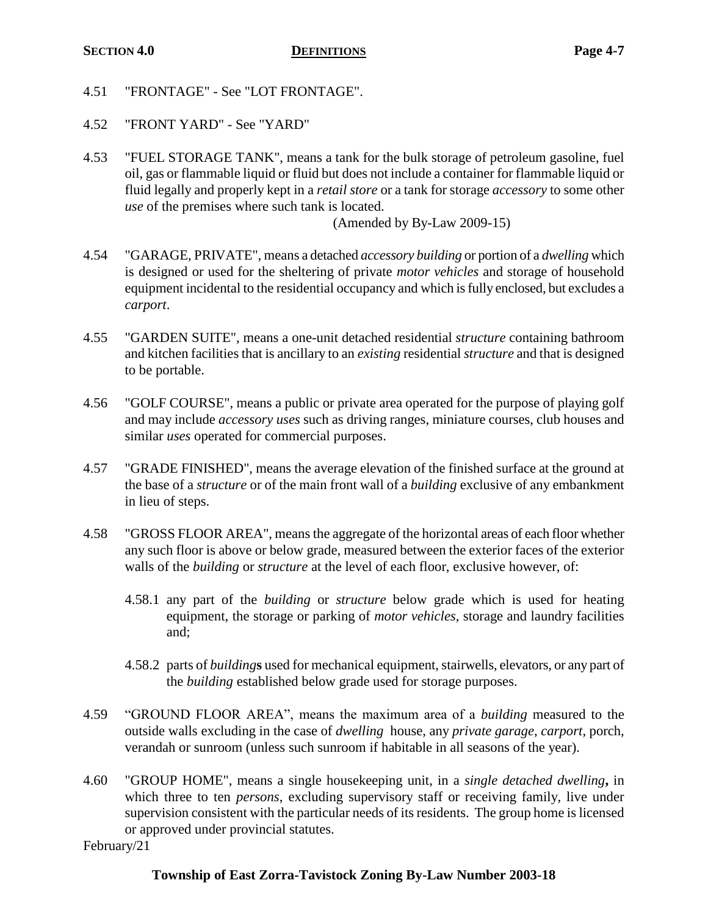4.51 "FRONTAGE" - See "LOT FRONTAGE".

4.52 "FRONT YARD" - See "YARD"

4.53 "FUEL STORAGE TANK", means a tank for the bulk storage of petroleum gasoline, fuel oil, gas or flammable liquid or fluid but does not include a container for flammable liquid or fluid legally and properly kept in a *retail store* or a tank for storage *accessory* to some other *use* of the premises where such tank is located.

(Amended by By-Law 2009-15)

4.54 "GARAGE, PRIVATE", means a detached *accessory building* or portion of a *dwelling* which is designed or used for the sheltering of private *motor vehicles* and storage of household equipment incidental to the residential occupancy and which is fully enclosed, but excludes a *carport*.

4.55 "GARDEN SUITE", means a one-unit detached residential *structure* containing bathroom and kitchen facilities that is ancillary to an *existing* residential *structure* and that is designed to be portable.

4.56 "GOLF COURSE", means a public or private area operated for the purpose of playing golf and may include *accessory uses* such as driving ranges, miniature courses, club houses and similar *uses* operated for commercial purposes.

4.57 "GRADE FINISHED", means the average elevation of the finished surface at the ground at the base of a *structure* or of the main front wall of a *building* exclusive of any embankment in lieu of steps.

4.58 "GROSS FLOOR AREA", means the aggregate of the horizontal areas of each floor whether any such floor is above or below grade, measured between the exterior faces of the exterior walls of the *building* or *structure* at the level of each floor, exclusive however, of:

4.58.1 any part of the *building* or *structure* below grade which is used for heating equipment, the storage or parking of *motor vehicles*, storage and laundry facilities and;

4.58.2 parts of *building***s** used for mechanical equipment, stairwells, elevators, or any part of the *building* established below grade used for storage purposes.

4.59 "GROUND FLOOR AREA", means the maximum area of a *building* measured to the outside walls excluding in the case of *dwelling* house, any *private garage*, *carport*, porch, verandah or sunroom (unless such sunroom if habitable in all seasons of the year).

4.60 "GROUP HOME", means a single housekeeping unit, in a *single detached dwelling***,** in which three to ten *persons*, excluding supervisory staff or receiving family, live under supervision consistent with the particular needs of its residents. The group home is licensed or approved under provincial statutes.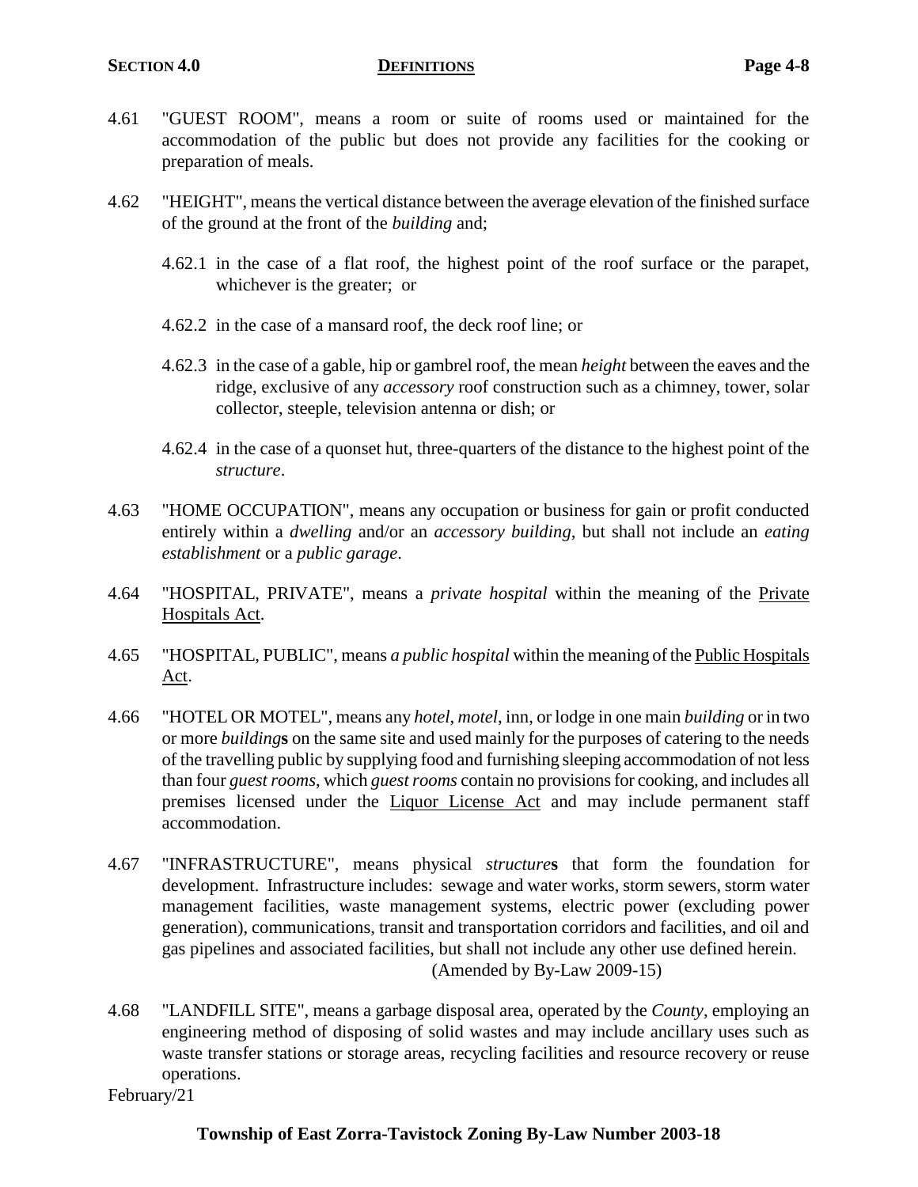4.61 "GUEST ROOM", means a room or suite of rooms used or maintained for the accommodation of the public but does not provide any facilities for the cooking or preparation of meals.

4.62 "HEIGHT", means the vertical distance between the average elevation of the finished surface of the ground at the front of the *building* and;

4.62.1 in the case of a flat roof, the highest point of the roof surface or the parapet, whichever is the greater; or

4.62.2 in the case of a mansard roof, the deck roof line; or

4.62.3 in the case of a gable, hip or gambrel roof, the mean *height* between the eaves and the ridge, exclusive of any *accessory* roof construction such as a chimney, tower, solar collector, steeple, television antenna or dish; or

4.62.4 in the case of a quonset hut, three-quarters of the distance to the highest point of the *structure*.

4.63 "HOME OCCUPATION", means any occupation or business for gain or profit conducted entirely within a *dwelling* and/or an *accessory building*, but shall not include an *eating establishment* or a *public garage*.

4.64 "HOSPITAL, PRIVATE", means a *private hospital* within the meaning of the Private Hospitals Act.

4.65 "HOSPITAL, PUBLIC", means *a public hospital* within the meaning of the Public Hospitals Act.

4.66 "HOTEL OR MOTEL", means any *hotel*, *motel*, inn, or lodge in one main *building* or in two or more *building***s** on the same site and used mainly for the purposes of catering to the needs of the travelling public by supplying food and furnishing sleeping accommodation of not less than four *guest rooms*, which *guest rooms* contain no provisions for cooking, and includes all premises licensed under the Liquor License Act and may include permanent staff accommodation.

4.67 "INFRASTRUCTURE", means physical *structure***s** that form the foundation for development. Infrastructure includes: sewage and water works, storm sewers, storm water management facilities, waste management systems, electric power (excluding power generation), communications, transit and transportation corridors and facilities, and oil and gas pipelines and associated facilities, but shall not include any other use defined herein.
(Amended by By-Law 2009-15)

4.68 "LANDFILL SITE", means a garbage disposal area, operated by the *County*, employing an engineering method of disposing of solid wastes and may include ancillary uses such as waste transfer stations or storage areas, recycling facilities and resource recovery or reuse operations.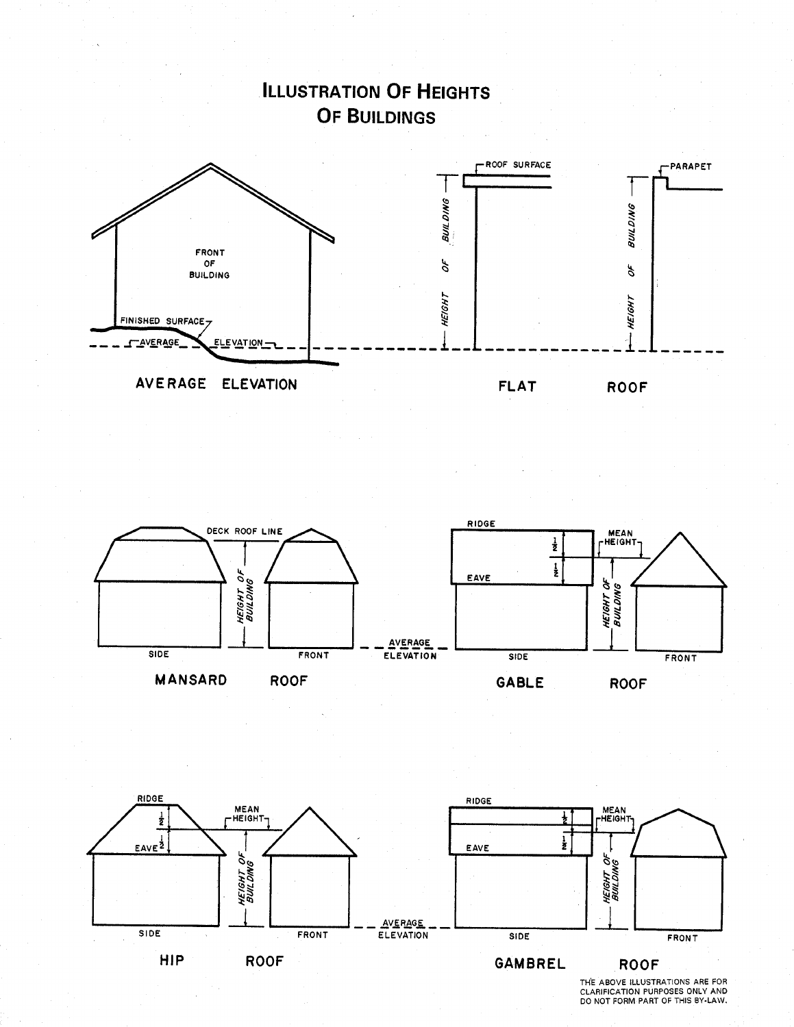# Illustration Of Heights Of Buildings

FRONT OF BUILDING

FINISHED SURFACE

AVERAGE ELEVATION

**AVERAGE ELEVATION**

ROOF SURFACE

HEIGHT OF BUILDING

PARAPET

HEIGHT OF BUILDING

**FLAT ROOF**

DECK ROOF LINE

HEIGHT OF BUILDING

SIDE

FRONT

**MANSARD ROOF**

AVERAGE ELEVATION

RIDGE

½

½

EAVE

MEAN HEIGHT

HEIGHT OF BUILDING

SIDE

FRONT

**GABLE ROOF**

RIDGE

½

½

EAVE

MEAN HEIGHT

HEIGHT OF BUILDING

SIDE

FRONT

**HIP ROOF**

AVERAGE ELEVATION

RIDGE

½

½

EAVE

MEAN HEIGHT

HEIGHT OF BUILDING

SIDE

FRONT

**GAMBREL ROOF**

THE ABOVE ILLUSTRATIONS ARE FOR CLARIFICATION PURPOSES ONLY AND DO NOT FORM PART OF THIS BY-LAW.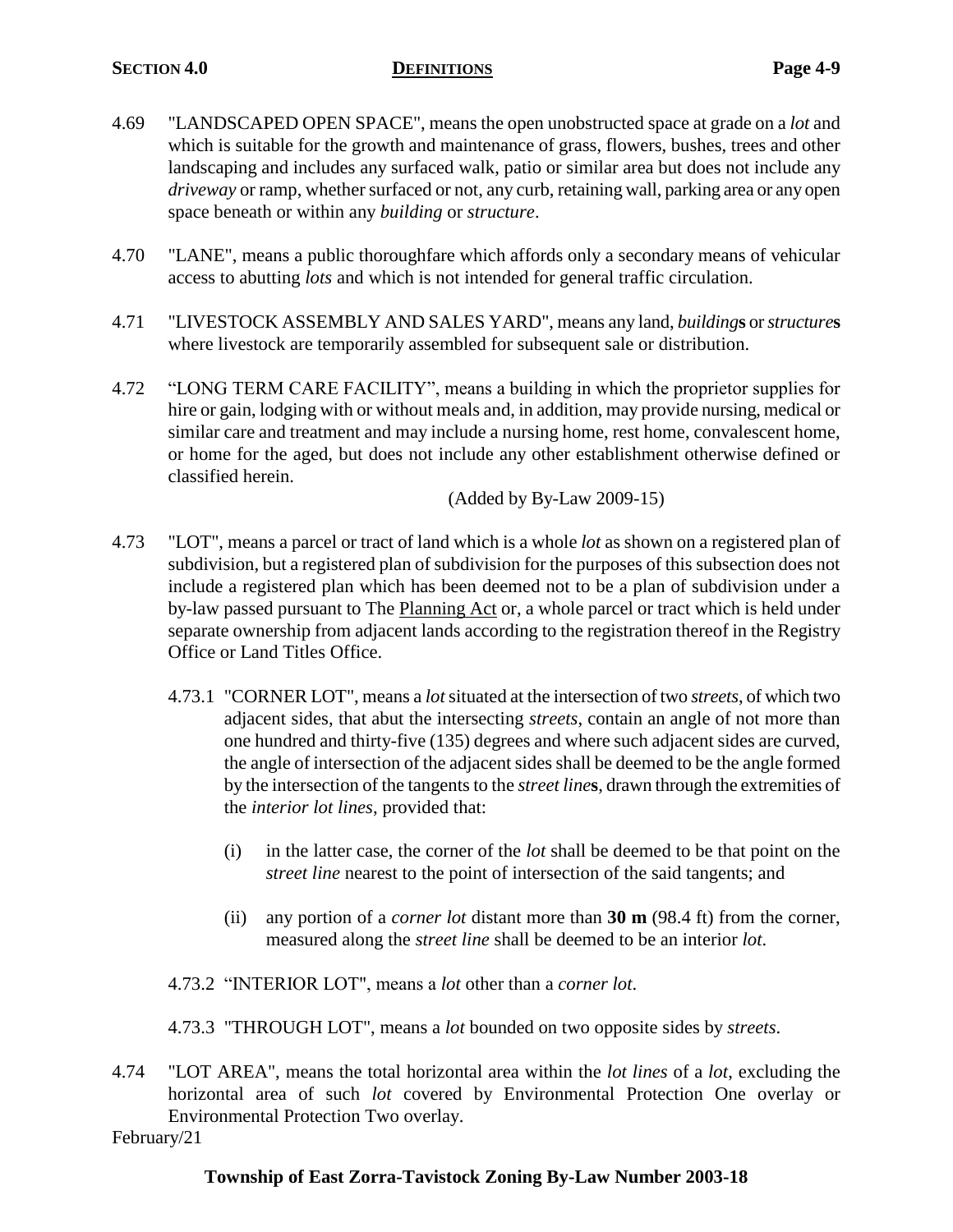4.69 "LANDSCAPED OPEN SPACE", means the open unobstructed space at grade on a *lot* and which is suitable for the growth and maintenance of grass, flowers, bushes, trees and other landscaping and includes any surfaced walk, patio or similar area but does not include any *driveway* or ramp, whether surfaced or not, any curb, retaining wall, parking area or any open space beneath or within any *building* or *structure*.

4.70 "LANE", means a public thoroughfare which affords only a secondary means of vehicular access to abutting *lots* and which is not intended for general traffic circulation.

4.71 "LIVESTOCK ASSEMBLY AND SALES YARD", means any land, *building***s** or *structure***s** where livestock are temporarily assembled for subsequent sale or distribution.

4.72 "LONG TERM CARE FACILITY", means a building in which the proprietor supplies for hire or gain, lodging with or without meals and, in addition, may provide nursing, medical or similar care and treatment and may include a nursing home, rest home, convalescent home, or home for the aged, but does not include any other establishment otherwise defined or classified herein.

(Added by By-Law 2009-15)

4.73 "LOT", means a parcel or tract of land which is a whole *lot* as shown on a registered plan of subdivision, but a registered plan of subdivision for the purposes of this subsection does not include a registered plan which has been deemed not to be a plan of subdivision under a by-law passed pursuant to The Planning Act or, a whole parcel or tract which is held under separate ownership from adjacent lands according to the registration thereof in the Registry Office or Land Titles Office.

4.73.1 "CORNER LOT", means a *lot* situated at the intersection of two *streets*, of which two adjacent sides, that abut the intersecting *streets*, contain an angle of not more than one hundred and thirty-five (135) degrees and where such adjacent sides are curved, the angle of intersection of the adjacent sides shall be deemed to be the angle formed by the intersection of the tangents to the *street line***s**, drawn through the extremities of the *interior lot lines*, provided that:

(i) in the latter case, the corner of the *lot* shall be deemed to be that point on the *street line* nearest to the point of intersection of the said tangents; and

(ii) any portion of a *corner lot* distant more than **30 m** (98.4 ft) from the corner, measured along the *street line* shall be deemed to be an interior *lot*.

4.73.2 "INTERIOR LOT", means a *lot* other than a *corner lot*.

4.73.3 "THROUGH LOT", means a *lot* bounded on two opposite sides by *streets*.

4.74 "LOT AREA", means the total horizontal area within the *lot lines* of a *lot*, excluding the horizontal area of such *lot* covered by Environmental Protection One overlay or Environmental Protection Two overlay.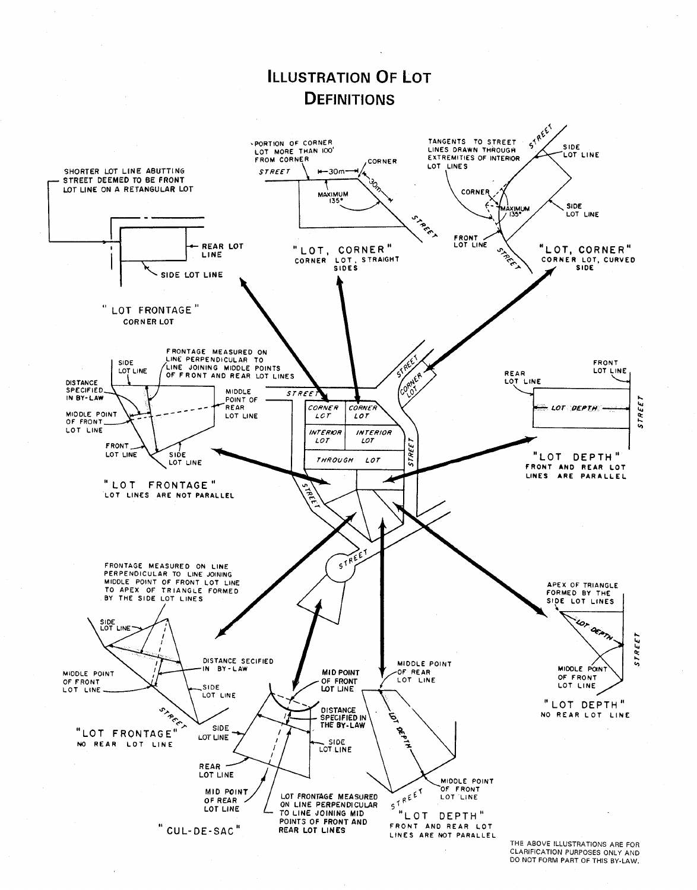# Illustration Of Lot Definitions

SHORTER LOT LINE ABUTTING STREET DEEMED TO BE FRONT LOT LINE ON A RETANGULAR LOT

REAR LOT LINE

SIDE LOT LINE

"LOT FRONTAGE"
CORNER LOT

PORTION OF CORNER LOT MORE THAN 100' FROM CORNER

STREET

30m

CORNER

30m

MAXIMUM 135°

STREET

"LOT, CORNER"
CORNER LOT, STRAIGHT SIDES

TANGENTS TO STREET LINES DRAWN THROUGH EXTREMITIES OF INTERIOR LOT LINES

STREET

SIDE LOT LINE

CORNER

MAXIMUM 135°

SIDE LOT LINE

FRONT LOT LINE

STREET

"LOT, CORNER"
CORNER LOT, CURVED SIDE

FRONTAGE MEASURED ON LINE PERPENDICULAR TO LINE JOINING MIDDLE POINTS OF FRONT AND REAR LOT LINES

SIDE LOT LINE

DISTANCE SPECIFIED IN BY-LAW

MIDDLE POINT OF REAR LOT LINE

MIDDLE POINT OF FRONT LOT LINE

FRONT LOT LINE

SIDE LOT LINE

"LOT FRONTAGE"
LOT LINES ARE NOT PARALLEL

STREET

CORNER LOT | CORNER LOT

INTERIOR LOT | INTERIOR LOT

THROUGH LOT

STREET

CORNER LOT

STREET

STREET

STREET

FRONT LOT LINE

REAR LOT LINE

LOT DEPTH

STREET

"LOT DEPTH"
FRONT AND REAR LOT LINES ARE PARALLEL

FRONTAGE MEASURED ON LINE PERPENDICULAR TO LINE JOINING MIDDLE POINT OF FRONT LOT LINE TO APEX OF TRIANGLE FORMED BY THE SIDE LOT LINES

SIDE LOT LINE

DISTANCE SECIFIED IN BY-LAW

MIDDLE POINT OF FRONT LOT LINE

SIDE LOT LINE

STREET

"LOT FRONTAGE"
NO REAR LOT LINE

MID POINT OF FRONT LOT LINE

DISTANCE SPECIFIED IN THE BY-LAW

SIDE LOT LINE

SIDE LOT LINE

REAR LOT LINE

MID POINT OF REAR LOT LINE

LOT FRONTAGE MEASURED ON LINE PERPENDICULAR TO LINE JOINING MID POINTS OF FRONT AND REAR LOT LINES

"CUL-DE-SAC"

MIDDLE POINT OF REAR LOT LINE

LOT DEPTH

MIDDLE POINT OF FRONT LOT LINE

STREET

"LOT DEPTH"
FRONT AND REAR LOT LINES ARE NOT PARALLEL

APEX OF TRIANGLE FORMED BY THE SIDE LOT LINES

LOT DEPTH

MIDDLE POINT OF FRONT LOT LINE

STREET

"LOT DEPTH"
NO REAR LOT LINE

THE ABOVE ILLUSTRATIONS ARE FOR CLARIFICATION PURPOSES ONLY AND DO NOT FORM PART OF THIS BY-LAW.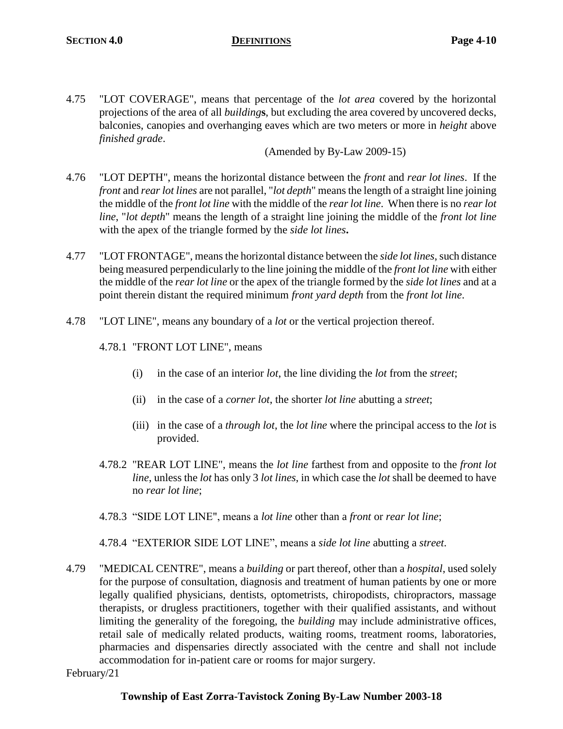4.75 "LOT COVERAGE", means that percentage of the *lot area* covered by the horizontal projections of the area of all *building***s**, but excluding the area covered by uncovered decks, balconies, canopies and overhanging eaves which are two meters or more in *height* above *finished grade*.

(Amended by By-Law 2009-15)

4.76 "LOT DEPTH", means the horizontal distance between the *front* and *rear lot lines*. If the *front* and *rear lot lines* are not parallel, "*lot depth*" means the length of a straight line joining the middle of the *front lot line* with the middle of the *rear lot line*. When there is no *rear lot line*, "*lot depth*" means the length of a straight line joining the middle of the *front lot line* with the apex of the triangle formed by the *side lot lines***.**

4.77 "LOT FRONTAGE", means the horizontal distance between the *side lot lines*, such distance being measured perpendicularly to the line joining the middle of the *front lot line* with either the middle of the *rear lot line* or the apex of the triangle formed by the *side lot lines* and at a point therein distant the required minimum *front yard depth* from the *front lot line*.

4.78 "LOT LINE", means any boundary of a *lot* or the vertical projection thereof.

4.78.1 "FRONT LOT LINE", means

(i) in the case of an interior *lot*, the line dividing the *lot* from the *street*;

(ii) in the case of a *corner lot*, the shorter *lot line* abutting a *street*;

(iii) in the case of a *through lot*, the *lot line* where the principal access to the *lot* is provided.

4.78.2 "REAR LOT LINE", means the *lot line* farthest from and opposite to the *front lot line*, unless the *lot* has only 3 *lot lines*, in which case the *lot* shall be deemed to have no *rear lot line*;

4.78.3 "SIDE LOT LINE", means a *lot line* other than a *front* or *rear lot line*;

4.78.4 "EXTERIOR SIDE LOT LINE", means a *side lot line* abutting a *street*.

4.79 "MEDICAL CENTRE", means a *building* or part thereof, other than a *hospital*, used solely for the purpose of consultation, diagnosis and treatment of human patients by one or more legally qualified physicians, dentists, optometrists, chiropodists, chiropractors, massage therapists, or drugless practitioners, together with their qualified assistants, and without limiting the generality of the foregoing, the *building* may include administrative offices, retail sale of medically related products, waiting rooms, treatment rooms, laboratories, pharmacies and dispensaries directly associated with the centre and shall not include accommodation for in-patient care or rooms for major surgery.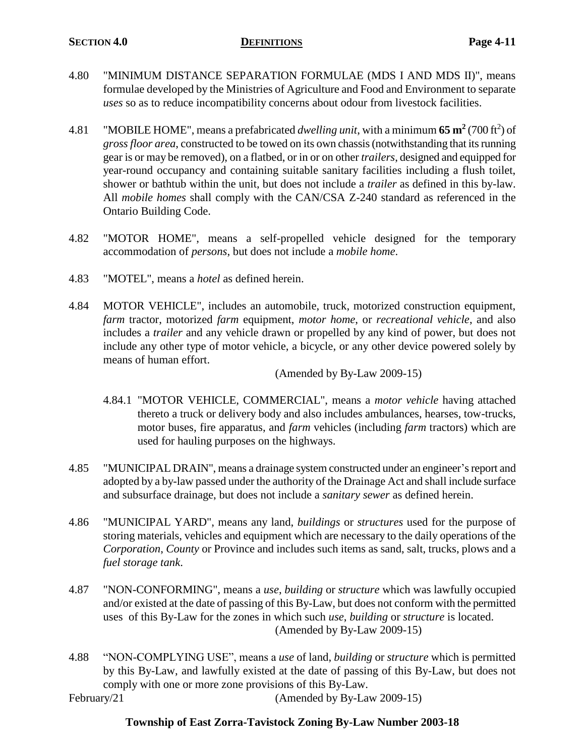4.80 "MINIMUM DISTANCE SEPARATION FORMULAE (MDS I AND MDS II)", means formulae developed by the Ministries of Agriculture and Food and Environment to separate *uses* so as to reduce incompatibility concerns about odour from livestock facilities.

4.81 "MOBILE HOME", means a prefabricated *dwelling unit*, with a minimum **65 m$^2$** (700 ft$^2$) of *gross floor area*, constructed to be towed on its own chassis (notwithstanding that its running gear is or may be removed), on a flatbed, or in or on other *trailers*, designed and equipped for year-round occupancy and containing suitable sanitary facilities including a flush toilet, shower or bathtub within the unit, but does not include a *trailer* as defined in this by-law. All *mobile homes* shall comply with the CAN/CSA Z-240 standard as referenced in the Ontario Building Code.

4.82 "MOTOR HOME", means a self-propelled vehicle designed for the temporary accommodation of *persons*, but does not include a *mobile home*.

4.83 "MOTEL", means a *hotel* as defined herein.

4.84 MOTOR VEHICLE", includes an automobile, truck, motorized construction equipment, *farm* tractor, motorized *farm* equipment, *motor home*, or *recreational vehicle*, and also includes a *trailer* and any vehicle drawn or propelled by any kind of power, but does not include any other type of motor vehicle, a bicycle, or any other device powered solely by means of human effort.

(Amended by By-Law 2009-15)

4.84.1 "MOTOR VEHICLE, COMMERCIAL", means a *motor vehicle* having attached thereto a truck or delivery body and also includes ambulances, hearses, tow-trucks, motor buses, fire apparatus, and *farm* vehicles (including *farm* tractors) which are used for hauling purposes on the highways.

4.85 "MUNICIPAL DRAIN", means a drainage system constructed under an engineer's report and adopted by a by-law passed under the authority of the Drainage Act and shall include surface and subsurface drainage, but does not include a *sanitary sewer* as defined herein.

4.86 "MUNICIPAL YARD", means any land, *buildings* or *structures* used for the purpose of storing materials, vehicles and equipment which are necessary to the daily operations of the *Corporation*, *County* or Province and includes such items as sand, salt, trucks, plows and a *fuel storage tank*.

4.87 "NON-CONFORMING", means a *use*, *building* or *structure* which was lawfully occupied and/or existed at the date of passing of this By-Law, but does not conform with the permitted uses of this By-Law for the zones in which such *use*, *building* or *structure* is located.

(Amended by By-Law 2009-15)

4.88 "NON-COMPLYING USE", means a *use* of land, *building* or *structure* which is permitted by this By-Law, and lawfully existed at the date of passing of this By-Law, but does not comply with one or more zone provisions of this By-Law.

(Amended by By-Law 2009-15)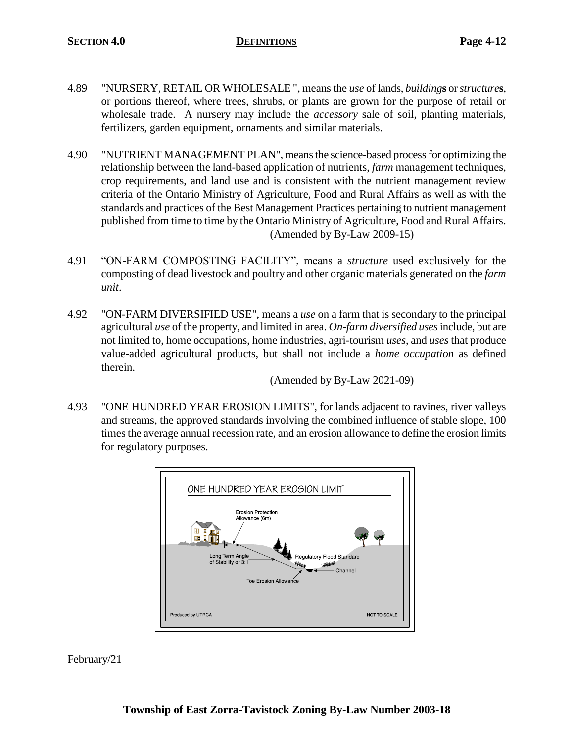4.89 "NURSERY, RETAIL OR WHOLESALE ", means the *use* of lands, *building***s** or *structure***s**, or portions thereof, where trees, shrubs, or plants are grown for the purpose of retail or wholesale trade. A nursery may include the *accessory* sale of soil, planting materials, fertilizers, garden equipment, ornaments and similar materials.

4.90 "NUTRIENT MANAGEMENT PLAN", means the science-based process for optimizing the relationship between the land-based application of nutrients, *farm* management techniques, crop requirements, and land use and is consistent with the nutrient management review criteria of the Ontario Ministry of Agriculture, Food and Rural Affairs as well as with the standards and practices of the Best Management Practices pertaining to nutrient management published from time to time by the Ontario Ministry of Agriculture, Food and Rural Affairs.
(Amended by By-Law 2009-15)

4.91 "ON-FARM COMPOSTING FACILITY", means a *structure* used exclusively for the composting of dead livestock and poultry and other organic materials generated on the *farm unit*.

4.92 "ON-FARM DIVERSIFIED USE", means a *use* on a farm that is secondary to the principal agricultural *use* of the property, and limited in area. *On-farm diversified uses* include, but are not limited to, home occupations, home industries, agri-tourism *uses*, and *uses* that produce value-added agricultural products, but shall not include a *home occupation* as defined therein.
(Amended by By-Law 2021-09)

4.93 "ONE HUNDRED YEAR EROSION LIMITS", for lands adjacent to ravines, river valleys and streams, the approved standards involving the combined influence of stable slope, 100 times the average annual recession rate, and an erosion allowance to define the erosion limits for regulatory purposes.

ONE HUNDRED YEAR EROSION LIMIT

Erosion Protection Allowance (6m)

Long Term Angle of Stability or 3:1

Regulatory Flood Standard

Channel

Toe Erosion Allowance

Produced by UTRCA

NOT TO SCALE

February/21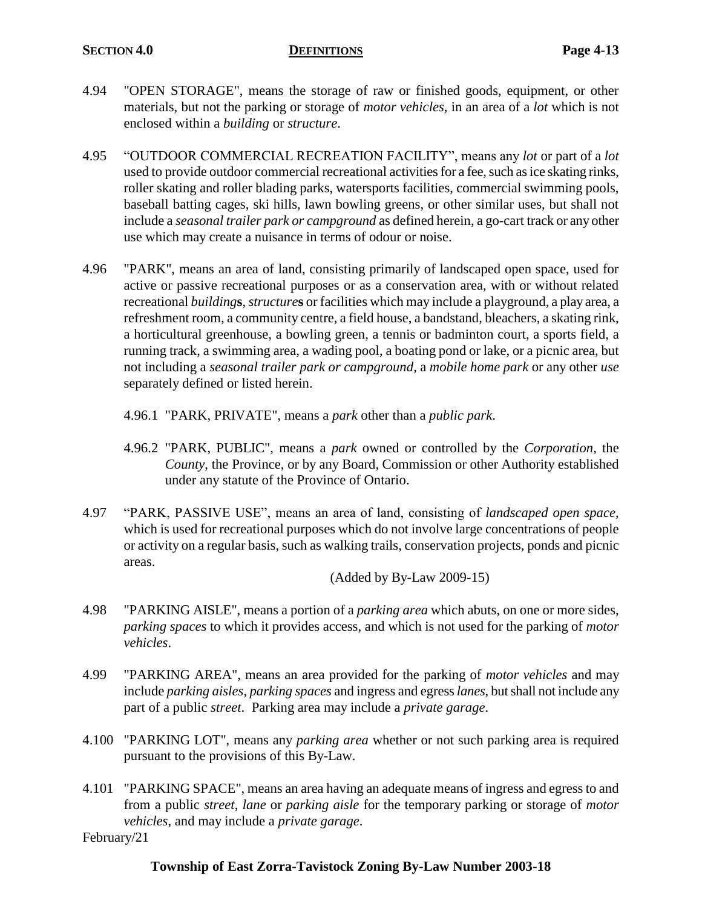4.94 "OPEN STORAGE", means the storage of raw or finished goods, equipment, or other materials, but not the parking or storage of *motor vehicles*, in an area of a *lot* which is not enclosed within a *building* or *structure*.

4.95 "OUTDOOR COMMERCIAL RECREATION FACILITY", means any *lot* or part of a *lot* used to provide outdoor commercial recreational activities for a fee, such as ice skating rinks, roller skating and roller blading parks, watersports facilities, commercial swimming pools, baseball batting cages, ski hills, lawn bowling greens, or other similar uses, but shall not include a *seasonal trailer park or campground* as defined herein, a go-cart track or any other use which may create a nuisance in terms of odour or noise.

4.96 "PARK", means an area of land, consisting primarily of landscaped open space, used for active or passive recreational purposes or as a conservation area, with or without related recreational *building***s**, *structure***s** or facilities which may include a playground, a play area, a refreshment room, a community centre, a field house, a bandstand, bleachers, a skating rink, a horticultural greenhouse, a bowling green, a tennis or badminton court, a sports field, a running track, a swimming area, a wading pool, a boating pond or lake, or a picnic area, but not including a *seasonal trailer park or campground*, a *mobile home park* or any other *use* separately defined or listed herein.

4.96.1 "PARK, PRIVATE", means a *park* other than a *public park*.

4.96.2 "PARK, PUBLIC", means a *park* owned or controlled by the *Corporation*, the *County*, the Province, or by any Board, Commission or other Authority established under any statute of the Province of Ontario.

4.97 "PARK, PASSIVE USE", means an area of land, consisting of *landscaped open space*, which is used for recreational purposes which do not involve large concentrations of people or activity on a regular basis, such as walking trails, conservation projects, ponds and picnic areas.

(Added by By-Law 2009-15)

4.98 "PARKING AISLE", means a portion of a *parking area* which abuts, on one or more sides, *parking spaces* to which it provides access, and which is not used for the parking of *motor vehicles*.

4.99 "PARKING AREA", means an area provided for the parking of *motor vehicles* and may include *parking aisles*, *parking spaces* and ingress and egress *lanes*, but shall not include any part of a public *street*. Parking area may include a *private garage*.

4.100 "PARKING LOT", means any *parking area* whether or not such parking area is required pursuant to the provisions of this By-Law.

4.101 "PARKING SPACE", means an area having an adequate means of ingress and egress to and from a public *street*, *lane* or *parking aisle* for the temporary parking or storage of *motor vehicles*, and may include a *private garage*.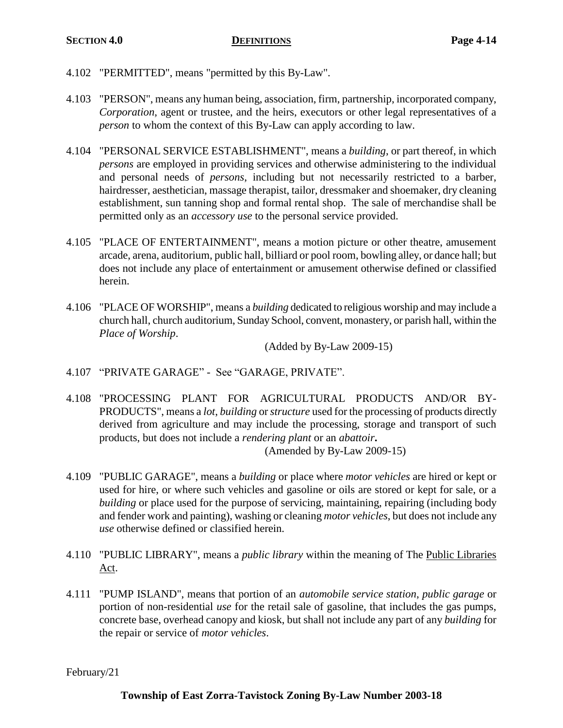4.102 "PERMITTED", means "permitted by this By-Law".

4.103 "PERSON", means any human being, association, firm, partnership, incorporated company, *Corporation*, agent or trustee, and the heirs, executors or other legal representatives of a *person* to whom the context of this By-Law can apply according to law.

4.104 "PERSONAL SERVICE ESTABLISHMENT", means a *building*, or part thereof, in which *persons* are employed in providing services and otherwise administering to the individual and personal needs of *persons*, including but not necessarily restricted to a barber, hairdresser, aesthetician, massage therapist, tailor, dressmaker and shoemaker, dry cleaning establishment, sun tanning shop and formal rental shop. The sale of merchandise shall be permitted only as an *accessory use* to the personal service provided.

4.105 "PLACE OF ENTERTAINMENT", means a motion picture or other theatre, amusement arcade, arena, auditorium, public hall, billiard or pool room, bowling alley, or dance hall; but does not include any place of entertainment or amusement otherwise defined or classified herein.

4.106 "PLACE OF WORSHIP", means a *building* dedicated to religious worship and may include a church hall, church auditorium, Sunday School, convent, monastery, or parish hall, within the *Place of Worship*.

(Added by By-Law 2009-15)

4.107 "PRIVATE GARAGE" - See "GARAGE, PRIVATE".

4.108 "PROCESSING PLANT FOR AGRICULTURAL PRODUCTS AND/OR BY-PRODUCTS", means a *lot*, *building* or *structure* used for the processing of products directly derived from agriculture and may include the processing, storage and transport of such products, but does not include a *rendering plant* or an *abattoir*.

(Amended by By-Law 2009-15)

4.109 "PUBLIC GARAGE", means a *building* or place where *motor vehicles* are hired or kept or used for hire, or where such vehicles and gasoline or oils are stored or kept for sale, or a *building* or place used for the purpose of servicing, maintaining, repairing (including body and fender work and painting), washing or cleaning *motor vehicles*, but does not include any *use* otherwise defined or classified herein.

4.110 "PUBLIC LIBRARY", means a *public library* within the meaning of The Public Libraries Act.

4.111 "PUMP ISLAND", means that portion of an *automobile service station*, *public garage* or portion of non-residential *use* for the retail sale of gasoline, that includes the gas pumps, concrete base, overhead canopy and kiosk, but shall not include any part of any *building* for the repair or service of *motor vehicles*.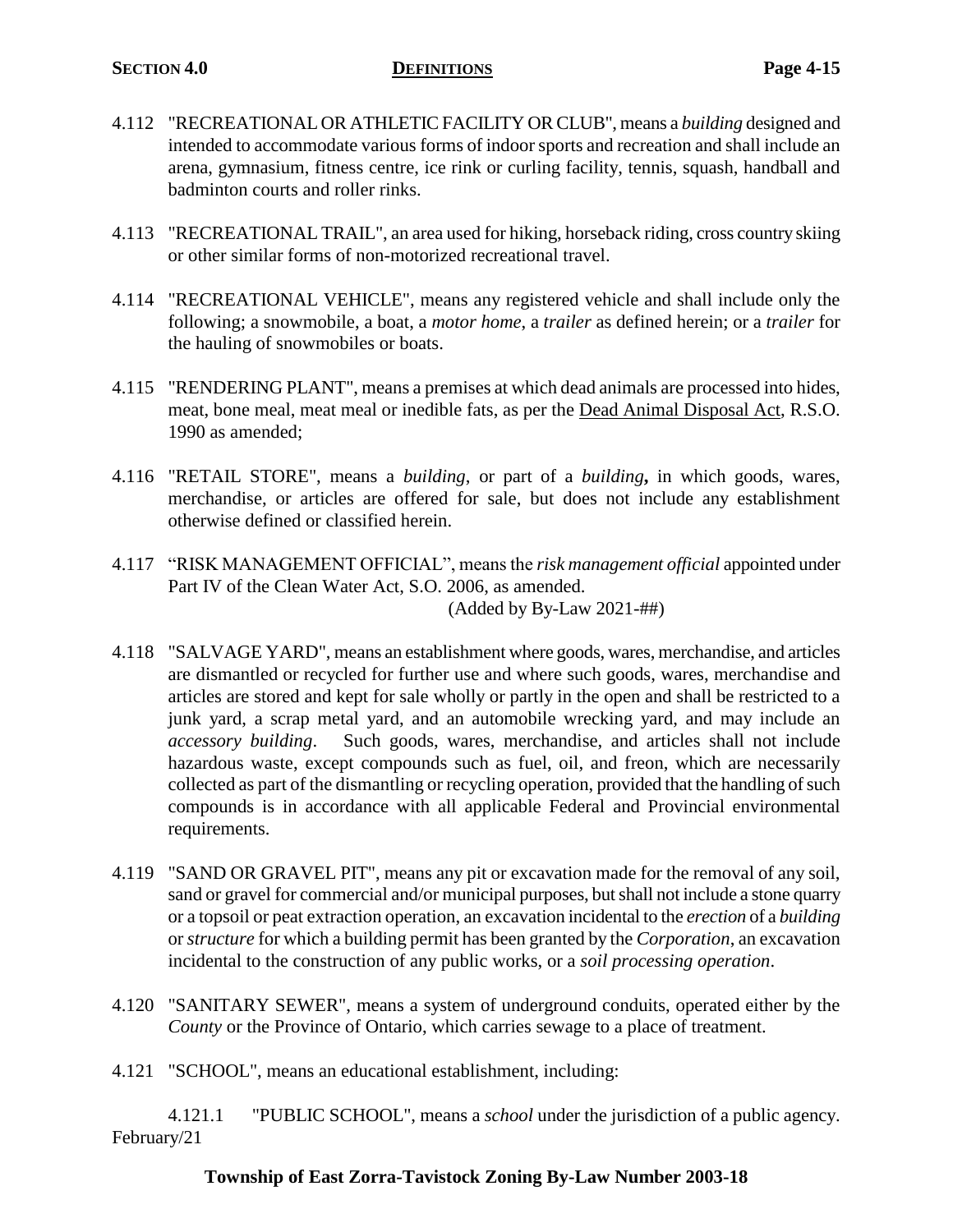4.112 "RECREATIONAL OR ATHLETIC FACILITY OR CLUB", means a *building* designed and intended to accommodate various forms of indoor sports and recreation and shall include an arena, gymnasium, fitness centre, ice rink or curling facility, tennis, squash, handball and badminton courts and roller rinks.

4.113 "RECREATIONAL TRAIL", an area used for hiking, horseback riding, cross country skiing or other similar forms of non-motorized recreational travel.

4.114 "RECREATIONAL VEHICLE", means any registered vehicle and shall include only the following; a snowmobile, a boat, a *motor home*, a *trailer* as defined herein; or a *trailer* for the hauling of snowmobiles or boats.

4.115 "RENDERING PLANT", means a premises at which dead animals are processed into hides, meat, bone meal, meat meal or inedible fats, as per the Dead Animal Disposal Act, R.S.O. 1990 as amended;

4.116 "RETAIL STORE", means a *building*, or part of a ***building***, in which goods, wares, merchandise, or articles are offered for sale, but does not include any establishment otherwise defined or classified herein.

4.117 "RISK MANAGEMENT OFFICIAL", means the *risk management official* appointed under Part IV of the Clean Water Act, S.O. 2006, as amended.
(Added by By-Law 2021-##)

4.118 "SALVAGE YARD", means an establishment where goods, wares, merchandise, and articles are dismantled or recycled for further use and where such goods, wares, merchandise and articles are stored and kept for sale wholly or partly in the open and shall be restricted to a junk yard, a scrap metal yard, and an automobile wrecking yard, and may include an *accessory building*. Such goods, wares, merchandise, and articles shall not include hazardous waste, except compounds such as fuel, oil, and freon, which are necessarily collected as part of the dismantling or recycling operation, provided that the handling of such compounds is in accordance with all applicable Federal and Provincial environmental requirements.

4.119 "SAND OR GRAVEL PIT", means any pit or excavation made for the removal of any soil, sand or gravel for commercial and/or municipal purposes, but shall not include a stone quarry or a topsoil or peat extraction operation, an excavation incidental to the *erection* of a *building* or *structure* for which a building permit has been granted by the *Corporation*, an excavation incidental to the construction of any public works, or a *soil processing operation*.

4.120 "SANITARY SEWER", means a system of underground conduits, operated either by the *County* or the Province of Ontario, which carries sewage to a place of treatment.

4.121 "SCHOOL", means an educational establishment, including:

4.121.1 "PUBLIC SCHOOL", means a *school* under the jurisdiction of a public agency.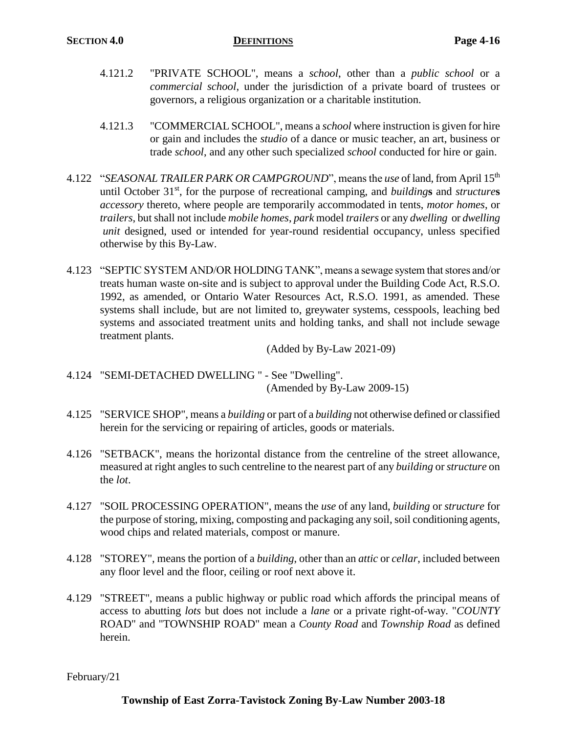4.121.2 "PRIVATE SCHOOL", means a *school*, other than a *public school* or a *commercial school*, under the jurisdiction of a private board of trustees or governors, a religious organization or a charitable institution.

4.121.3 "COMMERCIAL SCHOOL", means a *school* where instruction is given for hire or gain and includes the *studio* of a dance or music teacher, an art, business or trade *school*, and any other such specialized *school* conducted for hire or gain.

4.122 "*SEASONAL TRAILER PARK OR CAMPGROUND*", means the *use* of land, from April 15th until October 31st, for the purpose of recreational camping, and *building***s** and *structure***s** *accessory* thereto, where people are temporarily accommodated in tents, *motor homes*, or *trailers*, but shall not include *mobile homes*, *park* model *trailers* or any *dwelling* or *dwelling unit* designed, used or intended for year-round residential occupancy, unless specified otherwise by this By-Law.

4.123 "SEPTIC SYSTEM AND/OR HOLDING TANK", means a sewage system that stores and/or treats human waste on-site and is subject to approval under the Building Code Act, R.S.O. 1992, as amended, or Ontario Water Resources Act, R.S.O. 1991, as amended. These systems shall include, but are not limited to, greywater systems, cesspools, leaching bed systems and associated treatment units and holding tanks, and shall not include sewage treatment plants.

(Added by By-Law 2021-09)

4.124 "SEMI-DETACHED DWELLING " - See "Dwelling".

(Amended by By-Law 2009-15)

4.125 "SERVICE SHOP", means a *building* or part of a *building* not otherwise defined or classified herein for the servicing or repairing of articles, goods or materials.

4.126 "SETBACK", means the horizontal distance from the centreline of the street allowance, measured at right angles to such centreline to the nearest part of any *building* or *structure* on the *lot*.

4.127 "SOIL PROCESSING OPERATION", means the *use* of any land, *building* or *structure* for the purpose of storing, mixing, composting and packaging any soil, soil conditioning agents, wood chips and related materials, compost or manure.

4.128 "STOREY", means the portion of a *building*, other than an *attic* or *cellar*, included between any floor level and the floor, ceiling or roof next above it.

4.129 "STREET", means a public highway or public road which affords the principal means of access to abutting *lots* but does not include a *lane* or a private right-of-way. "*COUNTY* ROAD" and "TOWNSHIP ROAD" mean a *County Road* and *Township Road* as defined herein.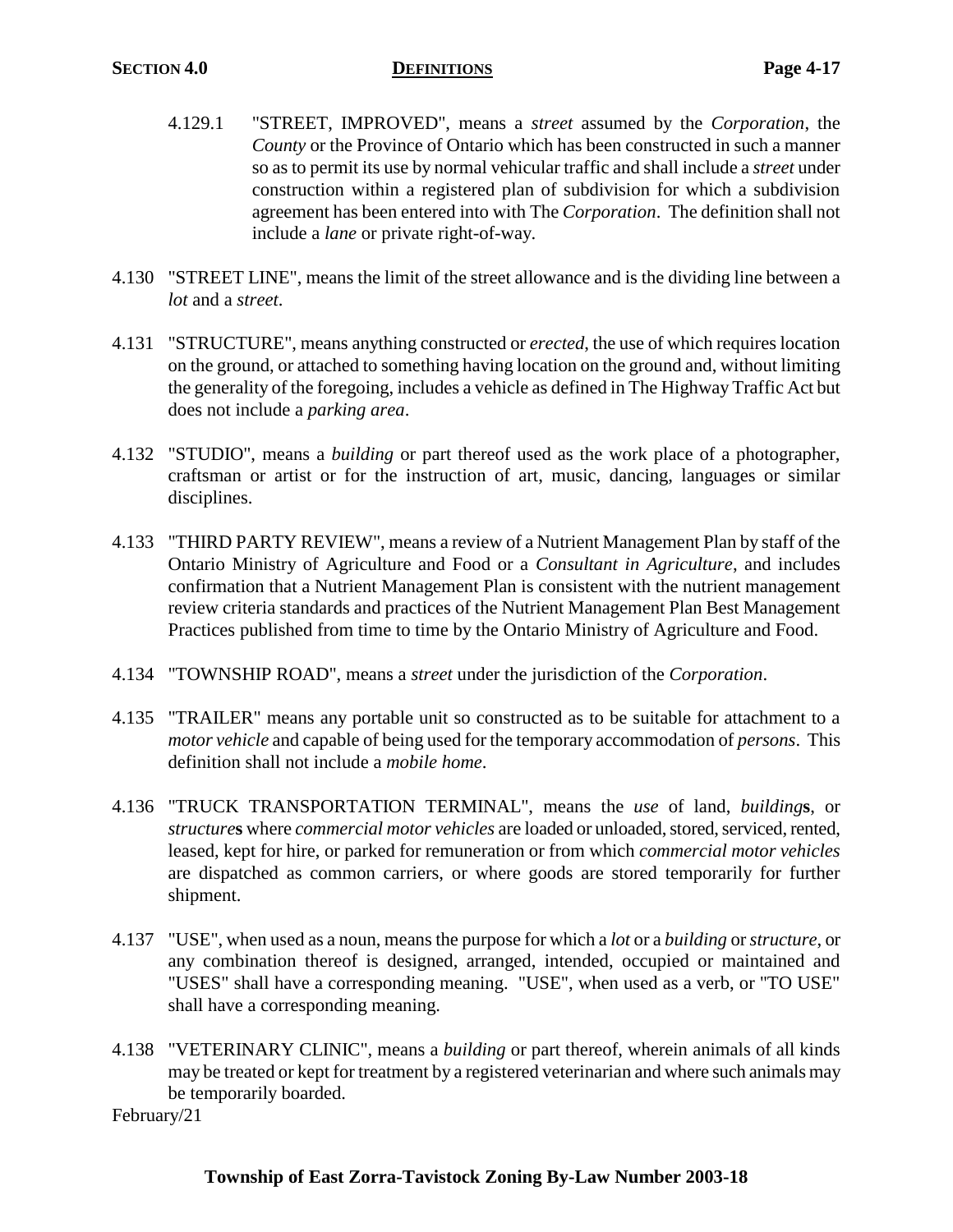4.129.1 "STREET, IMPROVED", means a *street* assumed by the *Corporation*, the *County* or the Province of Ontario which has been constructed in such a manner so as to permit its use by normal vehicular traffic and shall include a *street* under construction within a registered plan of subdivision for which a subdivision agreement has been entered into with The *Corporation*. The definition shall not include a *lane* or private right-of-way.

4.130 "STREET LINE", means the limit of the street allowance and is the dividing line between a *lot* and a *street*.

4.131 "STRUCTURE", means anything constructed or *erected*, the use of which requires location on the ground, or attached to something having location on the ground and, without limiting the generality of the foregoing, includes a vehicle as defined in The Highway Traffic Act but does not include a *parking area*.

4.132 "STUDIO", means a *building* or part thereof used as the work place of a photographer, craftsman or artist or for the instruction of art, music, dancing, languages or similar disciplines.

4.133 "THIRD PARTY REVIEW", means a review of a Nutrient Management Plan by staff of the Ontario Ministry of Agriculture and Food or a *Consultant in Agriculture*, and includes confirmation that a Nutrient Management Plan is consistent with the nutrient management review criteria standards and practices of the Nutrient Management Plan Best Management Practices published from time to time by the Ontario Ministry of Agriculture and Food.

4.134 "TOWNSHIP ROAD", means a *street* under the jurisdiction of the *Corporation*.

4.135 "TRAILER" means any portable unit so constructed as to be suitable for attachment to a *motor vehicle* and capable of being used for the temporary accommodation of *persons*. This definition shall not include a *mobile home*.

4.136 "TRUCK TRANSPORTATION TERMINAL", means the *use* of land, *building***s**, or *structure***s** where *commercial motor vehicles* are loaded or unloaded, stored, serviced, rented, leased, kept for hire, or parked for remuneration or from which *commercial motor vehicles* are dispatched as common carriers, or where goods are stored temporarily for further shipment.

4.137 "USE", when used as a noun, means the purpose for which a *lot* or a *building* or *structure*, or any combination thereof is designed, arranged, intended, occupied or maintained and "USES" shall have a corresponding meaning. "USE", when used as a verb, or "TO USE" shall have a corresponding meaning.

4.138 "VETERINARY CLINIC", means a *building* or part thereof, wherein animals of all kinds may be treated or kept for treatment by a registered veterinarian and where such animals may be temporarily boarded.

February/21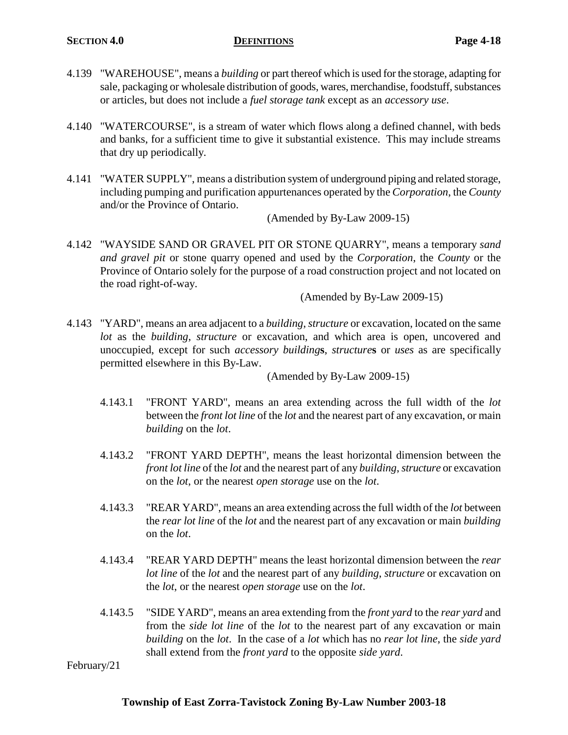4.139 "WAREHOUSE", means a *building* or part thereof which is used for the storage, adapting for sale, packaging or wholesale distribution of goods, wares, merchandise, foodstuff, substances or articles, but does not include a *fuel storage tank* except as an *accessory use*.

4.140 "WATERCOURSE", is a stream of water which flows along a defined channel, with beds and banks, for a sufficient time to give it substantial existence. This may include streams that dry up periodically.

4.141 "WATER SUPPLY", means a distribution system of underground piping and related storage, including pumping and purification appurtenances operated by the *Corporation*, the *County* and/or the Province of Ontario.

(Amended by By-Law 2009-15)

4.142 "WAYSIDE SAND OR GRAVEL PIT OR STONE QUARRY", means a temporary *sand and gravel pit* or stone quarry opened and used by the *Corporation*, the *County* or the Province of Ontario solely for the purpose of a road construction project and not located on the road right-of-way.

(Amended by By-Law 2009-15)

4.143 "YARD", means an area adjacent to a *building*, *structure* or excavation, located on the same *lot* as the *building*, *structure* or excavation, and which area is open, uncovered and unoccupied, except for such *accessory building***s**, *structure***s** or *uses* as are specifically permitted elsewhere in this By-Law.

(Amended by By-Law 2009-15)

4.143.1 "FRONT YARD", means an area extending across the full width of the *lot* between the *front lot line* of the *lot* and the nearest part of any excavation, or main *building* on the *lot*.

4.143.2 "FRONT YARD DEPTH", means the least horizontal dimension between the *front lot line* of the *lot* and the nearest part of any *building*, *structure* or excavation on the *lot*, or the nearest *open storage* use on the *lot*.

4.143.3 "REAR YARD", means an area extending across the full width of the *lot* between the *rear lot line* of the *lot* and the nearest part of any excavation or main *building* on the *lot*.

4.143.4 "REAR YARD DEPTH" means the least horizontal dimension between the *rear lot line* of the *lot* and the nearest part of any *building*, *structure* or excavation on the *lot*, or the nearest *open storage* use on the *lot*.

4.143.5 "SIDE YARD", means an area extending from the *front yard* to the *rear yard* and from the *side lot line* of the *lot* to the nearest part of any excavation or main *building* on the *lot*. In the case of a *lot* which has no *rear lot line*, the *side yard* shall extend from the *front yard* to the opposite *side yard*.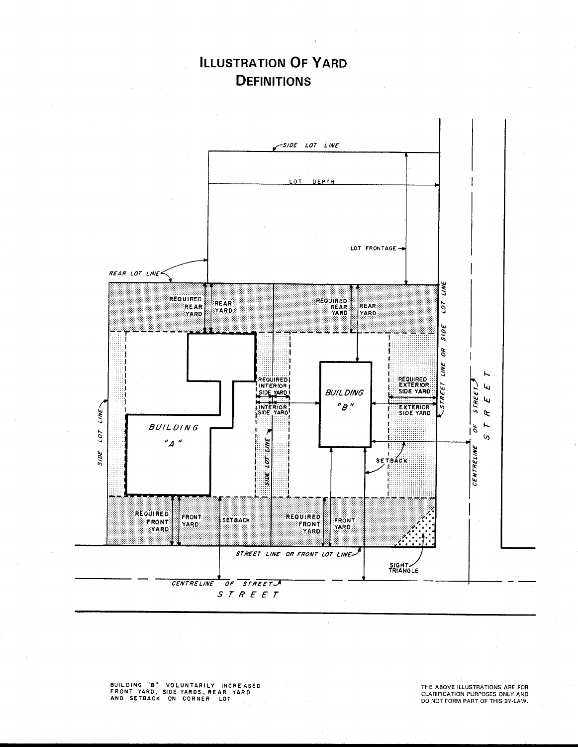# Illustration Of Yard Definitions

BUILDING "B" VOLUNTARILY INCREASED FRONT YARD, SIDE YARDS, REAR YARD AND SETBACK ON CORNER LOT

THE ABOVE ILLUSTRATIONS ARE FOR CLARIFICATION PURPOSES ONLY AND DO NOT FORM PART OF THIS BY-LAW.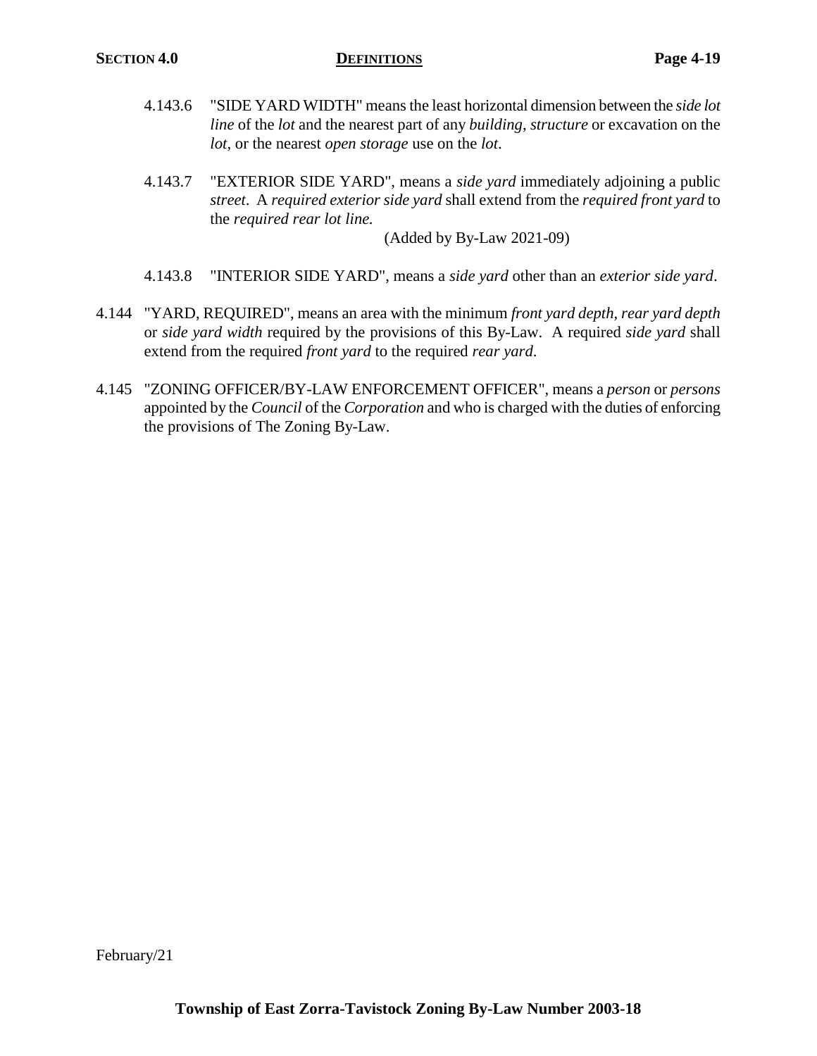4.143.6 "SIDE YARD WIDTH" means the least horizontal dimension between the *side lot line* of the *lot* and the nearest part of any *building*, *structure* or excavation on the *lot*, or the nearest *open storage* use on the *lot*.

4.143.7 "EXTERIOR SIDE YARD", means a *side yard* immediately adjoining a public *street*. A *required exterior side yard* shall extend from the *required front yard* to the *required rear lot line.*

(Added by By-Law 2021-09)

4.143.8 "INTERIOR SIDE YARD", means a *side yard* other than an *exterior side yard*.

4.144 "YARD, REQUIRED", means an area with the minimum *front yard depth*, *rear yard depth* or *side yard width* required by the provisions of this By-Law. A required *side yard* shall extend from the required *front yard* to the required *rear yard*.

4.145 "ZONING OFFICER/BY-LAW ENFORCEMENT OFFICER", means a *person* or *persons* appointed by the *Council* of the *Corporation* and who is charged with the duties of enforcing the provisions of The Zoning By-Law.

February/21